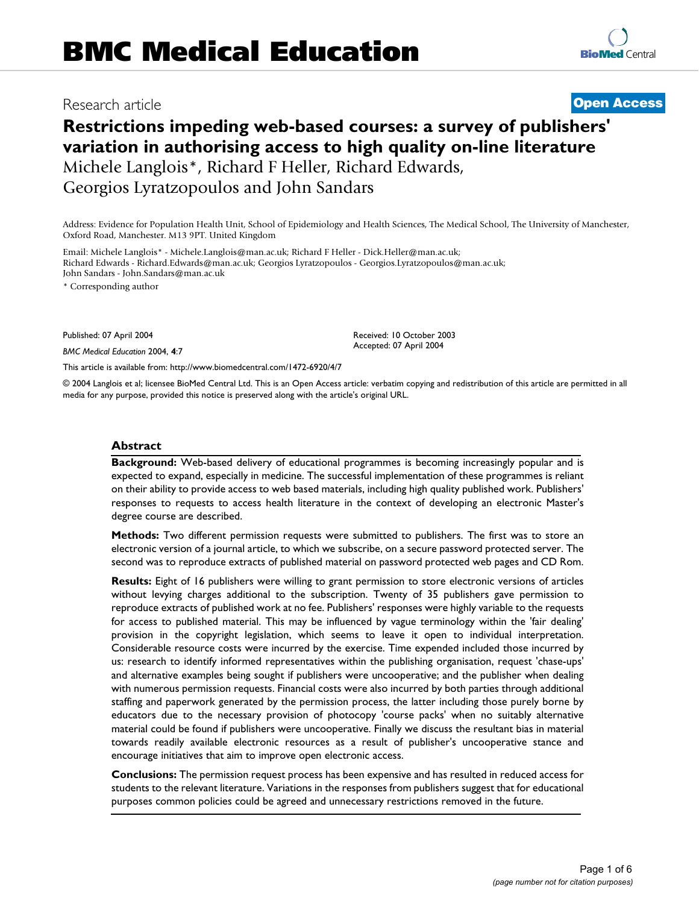# BMC Medical Education

Research article

**Open Access**

# Restrictions impeding web-based courses: a survey of publishers' variation in authorising access to high quality on-line literature

Michele Langlois*, Richard F Heller, Richard Edwards, Georgios Lyratzopoulos and John Sandars

Address: Evidence for Population Health Unit, School of Epidemiology and Health Sciences, The Medical School, The University of Manchester, Oxford Road, Manchester. M13 9PT. United Kingdom

Email: Michele Langlois* - Michele.Langlois@man.ac.uk; Richard F Heller - Dick.Heller@man.ac.uk; Richard Edwards - Richard.Edwards@man.ac.uk; Georgios Lyratzopoulos - Georgios.Lyratzopoulos@man.ac.uk; John Sandars - John.Sandars@man.ac.uk

\* Corresponding author

Published: 07 April 2004

*BMC Medical Education* 2004, **4**:7

Received: 10 October 2003
Accepted: 07 April 2004

This article is available from: http://www.biomedcentral.com/1472-6920/4/7

© 2004 Langlois et al; licensee BioMed Central Ltd. This is an Open Access article: verbatim copying and redistribution of this article are permitted in all media for any purpose, provided this notice is preserved along with the article's original URL.

## Abstract

**Background:** Web-based delivery of educational programmes is becoming increasingly popular and is expected to expand, especially in medicine. The successful implementation of these programmes is reliant on their ability to provide access to web based materials, including high quality published work. Publishers' responses to requests to access health literature in the context of developing an electronic Master's degree course are described.

**Methods:** Two different permission requests were submitted to publishers. The first was to store an electronic version of a journal article, to which we subscribe, on a secure password protected server. The second was to reproduce extracts of published material on password protected web pages and CD Rom.

**Results:** Eight of 16 publishers were willing to grant permission to store electronic versions of articles without levying charges additional to the subscription. Twenty of 35 publishers gave permission to reproduce extracts of published work at no fee. Publishers' responses were highly variable to the requests for access to published material. This may be influenced by vague terminology within the 'fair dealing' provision in the copyright legislation, which seems to leave it open to individual interpretation. Considerable resource costs were incurred by the exercise. Time expended included those incurred by us: research to identify informed representatives within the publishing organisation, request 'chase-ups' and alternative examples being sought if publishers were uncooperative; and the publisher when dealing with numerous permission requests. Financial costs were also incurred by both parties through additional staffing and paperwork generated by the permission process, the latter including those purely borne by educators due to the necessary provision of photocopy 'course packs' when no suitably alternative material could be found if publishers were uncooperative. Finally we discuss the resultant bias in material towards readily available electronic resources as a result of publisher's uncooperative stance and encourage initiatives that aim to improve open electronic access.

**Conclusions:** The permission request process has been expensive and has resulted in reduced access for students to the relevant literature. Variations in the responses from publishers suggest that for educational purposes common policies could be agreed and unnecessary restrictions removed in the future.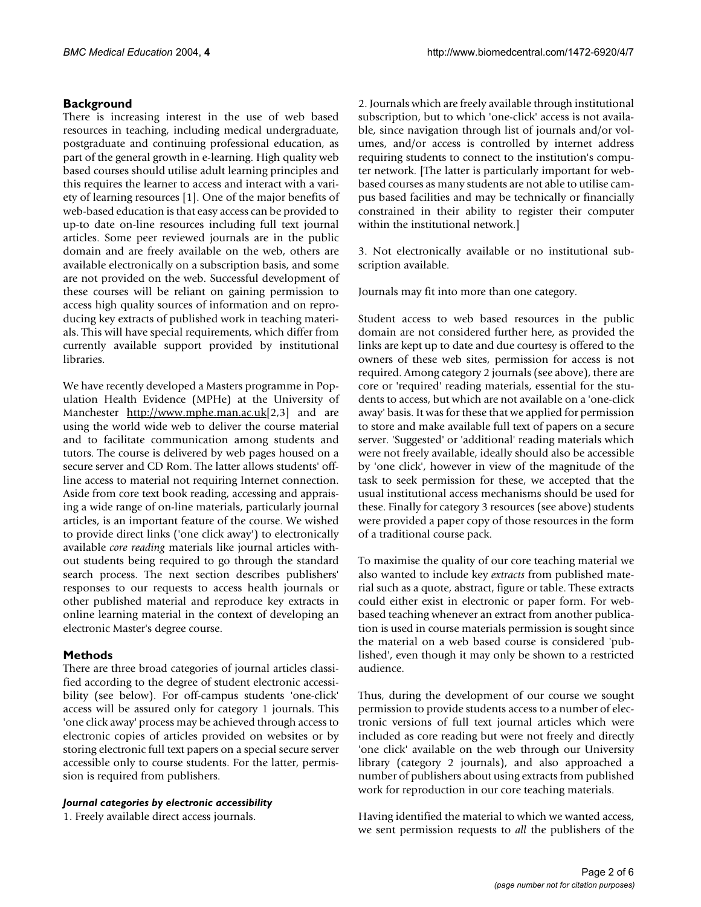## Background

There is increasing interest in the use of web based resources in teaching, including medical undergraduate, postgraduate and continuing professional education, as part of the general growth in e-learning. High quality web based courses should utilise adult learning principles and this requires the learner to access and interact with a variety of learning resources [1]. One of the major benefits of web-based education is that easy access can be provided to up-to date on-line resources including full text journal articles. Some peer reviewed journals are in the public domain and are freely available on the web, others are available electronically on a subscription basis, and some are not provided on the web. Successful development of these courses will be reliant on gaining permission to access high quality sources of information and on reproducing key extracts of published work in teaching materials. This will have special requirements, which differ from currently available support provided by institutional libraries.

We have recently developed a Masters programme in Population Health Evidence (MPHe) at the University of Manchester http://www.mphe.man.ac.uk[2,3] and are using the world wide web to deliver the course material and to facilitate communication among students and tutors. The course is delivered by web pages housed on a secure server and CD Rom. The latter allows students' offline access to material not requiring Internet connection. Aside from core text book reading, accessing and appraising a wide range of on-line materials, particularly journal articles, is an important feature of the course. We wished to provide direct links ('one click away') to electronically available *core reading* materials like journal articles without students being required to go through the standard search process. The next section describes publishers' responses to our requests to access health journals or other published material and reproduce key extracts in online learning material in the context of developing an electronic Master's degree course.

## Methods

There are three broad categories of journal articles classified according to the degree of student electronic accessibility (see below). For off-campus students 'one-click' access will be assured only for category 1 journals. This 'one click away' process may be achieved through access to electronic copies of articles provided on websites or by storing electronic full text papers on a special secure server accessible only to course students. For the latter, permission is required from publishers.

### *Journal categories by electronic accessibility*

1. Freely available direct access journals.

2. Journals which are freely available through institutional subscription, but to which 'one-click' access is not available, since navigation through list of journals and/or volumes, and/or access is controlled by internet address requiring students to connect to the institution's computer network. [The latter is particularly important for web-based courses as many students are not able to utilise campus based facilities and may be technically or financially constrained in their ability to register their computer within the institutional network.]

3. Not electronically available or no institutional subscription available.

Journals may fit into more than one category.

Student access to web based resources in the public domain are not considered further here, as provided the links are kept up to date and due courtesy is offered to the owners of these web sites, permission for access is not required. Among category 2 journals (see above), there are core or 'required' reading materials, essential for the students to access, but which are not available on a 'one-click away' basis. It was for these that we applied for permission to store and make available full text of papers on a secure server. 'Suggested' or 'additional' reading materials which were not freely available, ideally should also be accessible by 'one click', however in view of the magnitude of the task to seek permission for these, we accepted that the usual institutional access mechanisms should be used for these. Finally for category 3 resources (see above) students were provided a paper copy of those resources in the form of a traditional course pack.

To maximise the quality of our core teaching material we also wanted to include key *extracts* from published material such as a quote, abstract, figure or table. These extracts could either exist in electronic or paper form. For web-based teaching whenever an extract from another publication is used in course materials permission is sought since the material on a web based course is considered 'published', even though it may only be shown to a restricted audience.

Thus, during the development of our course we sought permission to provide students access to a number of electronic versions of full text journal articles which were included as core reading but were not freely and directly 'one click' available on the web through our University library (category 2 journals), and also approached a number of publishers about using extracts from published work for reproduction in our core teaching materials.

Having identified the material to which we wanted access, we sent permission requests to *all* the publishers of the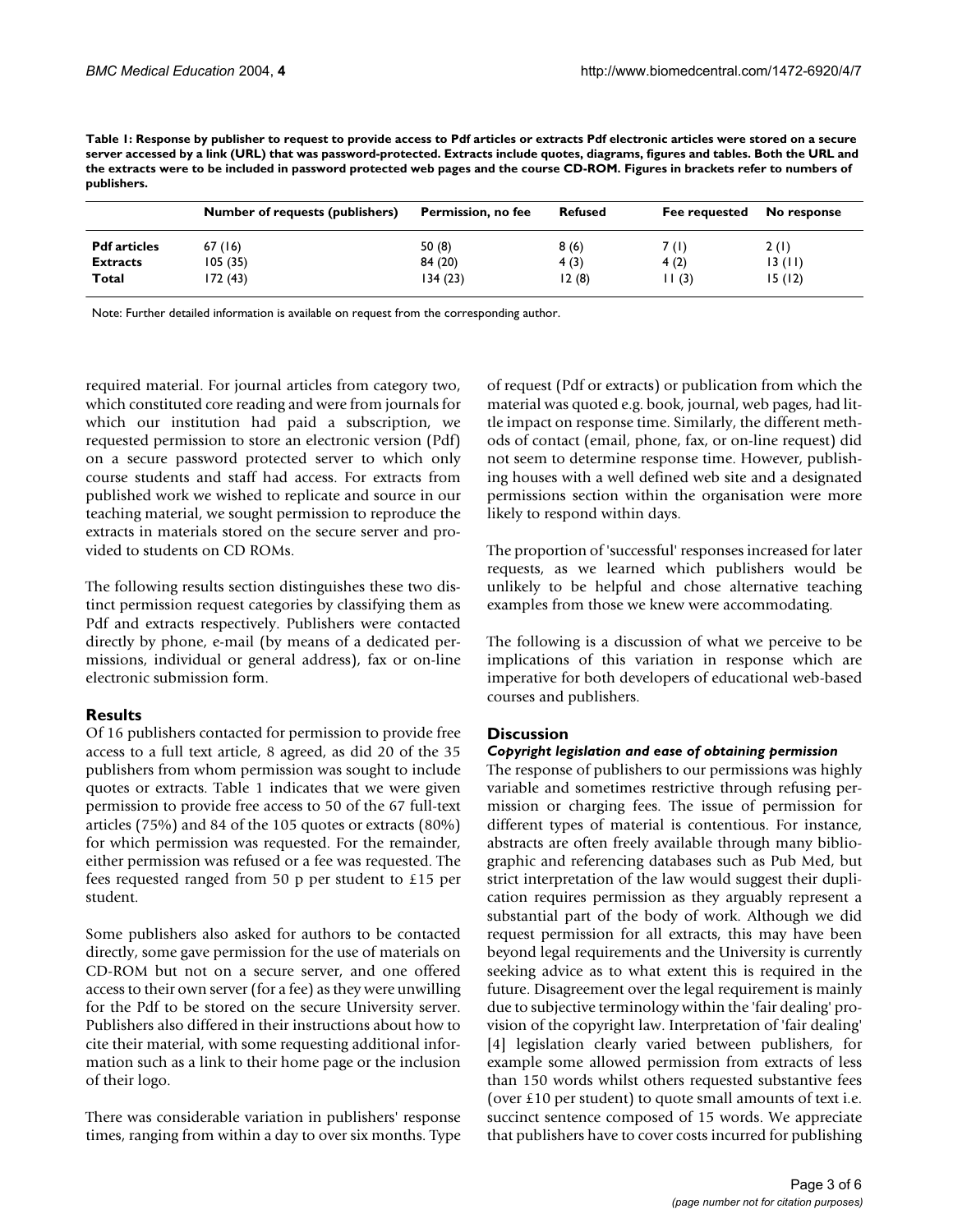**Table 1: Response by publisher to request to provide access to Pdf articles or extracts Pdf electronic articles were stored on a secure server accessed by a link (URL) that was password-protected. Extracts include quotes, diagrams, figures and tables. Both the URL and the extracts were to be included in password protected web pages and the course CD-ROM. Figures in brackets refer to numbers of publishers.**

| | Number of requests (publishers) | Permission, no fee | Refused | Fee requested | No response |
|---|---|---|---|---|---|
| **Pdf articles** | 67 (16) | 50 (8) | 8 (6) | 7 (1) | 2 (1) |
| **Extracts** | 105 (35) | 84 (20) | 4 (3) | 4 (2) | 13 (11) |
| **Total** | 172 (43) | 134 (23) | 12 (8) | 11 (3) | 15 (12) |

Note: Further detailed information is available on request from the corresponding author.

required material. For journal articles from category two, which constituted core reading and were from journals for which our institution had paid a subscription, we requested permission to store an electronic version (Pdf) on a secure password protected server to which only course students and staff had access. For extracts from published work we wished to replicate and source in our teaching material, we sought permission to reproduce the extracts in materials stored on the secure server and provided to students on CD ROMs.

The following results section distinguishes these two distinct permission request categories by classifying them as Pdf and extracts respectively. Publishers were contacted directly by phone, e-mail (by means of a dedicated permissions, individual or general address), fax or on-line electronic submission form.

## Results

Of 16 publishers contacted for permission to provide free access to a full text article, 8 agreed, as did 20 of the 35 publishers from whom permission was sought to include quotes or extracts. Table 1 indicates that we were given permission to provide free access to 50 of the 67 full-text articles (75%) and 84 of the 105 quotes or extracts (80%) for which permission was requested. For the remainder, either permission was refused or a fee was requested. The fees requested ranged from 50 p per student to £15 per student.

Some publishers also asked for authors to be contacted directly, some gave permission for the use of materials on CD-ROM but not on a secure server, and one offered access to their own server (for a fee) as they were unwilling for the Pdf to be stored on the secure University server. Publishers also differed in their instructions about how to cite their material, with some requesting additional information such as a link to their home page or the inclusion of their logo.

There was considerable variation in publishers' response times, ranging from within a day to over six months. Type of request (Pdf or extracts) or publication from which the material was quoted e.g. book, journal, web pages, had little impact on response time. Similarly, the different methods of contact (email, phone, fax, or on-line request) did not seem to determine response time. However, publishing houses with a well defined web site and a designated permissions section within the organisation were more likely to respond within days.

The proportion of 'successful' responses increased for later requests, as we learned which publishers would be unlikely to be helpful and chose alternative teaching examples from those we knew were accommodating.

The following is a discussion of what we perceive to be implications of this variation in response which are imperative for both developers of educational web-based courses and publishers.

## Discussion

### *Copyright legislation and ease of obtaining permission*

The response of publishers to our permissions was highly variable and sometimes restrictive through refusing permission or charging fees. The issue of permission for different types of material is contentious. For instance, abstracts are often freely available through many bibliographic and referencing databases such as Pub Med, but strict interpretation of the law would suggest their duplication requires permission as they arguably represent a substantial part of the body of work. Although we did request permission for all extracts, this may have been beyond legal requirements and the University is currently seeking advice as to what extent this is required in the future. Disagreement over the legal requirement is mainly due to subjective terminology within the 'fair dealing' provision of the copyright law. Interpretation of 'fair dealing' [4] legislation clearly varied between publishers, for example some allowed permission from extracts of less than 150 words whilst others requested substantive fees (over £10 per student) to quote small amounts of text i.e. succinct sentence composed of 15 words. We appreciate that publishers have to cover costs incurred for publishing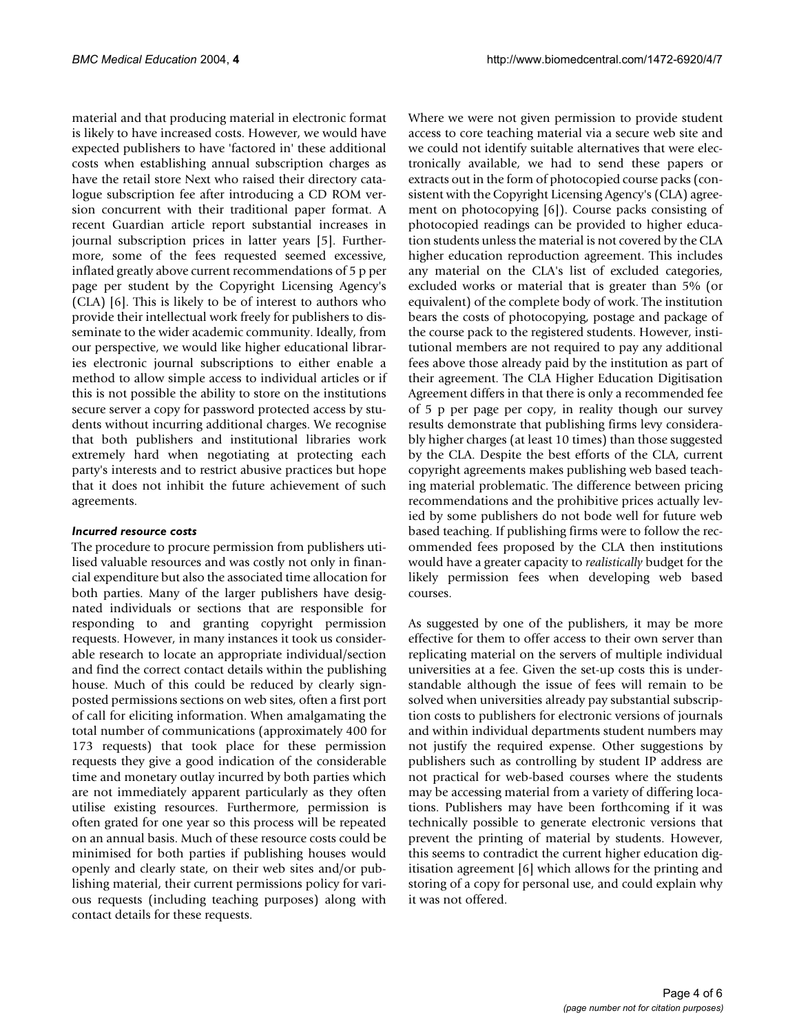material and that producing material in electronic format is likely to have increased costs. However, we would have expected publishers to have 'factored in' these additional costs when establishing annual subscription charges as have the retail store Next who raised their directory catalogue subscription fee after introducing a CD ROM version concurrent with their traditional paper format. A recent Guardian article report substantial increases in journal subscription prices in latter years [5]. Furthermore, some of the fees requested seemed excessive, inflated greatly above current recommendations of 5 p per page per student by the Copyright Licensing Agency's (CLA) [6]. This is likely to be of interest to authors who provide their intellectual work freely for publishers to disseminate to the wider academic community. Ideally, from our perspective, we would like higher educational libraries electronic journal subscriptions to either enable a method to allow simple access to individual articles or if this is not possible the ability to store on the institutions secure server a copy for password protected access by students without incurring additional charges. We recognise that both publishers and institutional libraries work extremely hard when negotiating at protecting each party's interests and to restrict abusive practices but hope that it does not inhibit the future achievement of such agreements.

### *Incurred resource costs*

The procedure to procure permission from publishers utilised valuable resources and was costly not only in financial expenditure but also the associated time allocation for both parties. Many of the larger publishers have designated individuals or sections that are responsible for responding to and granting copyright permission requests. However, in many instances it took us considerable research to locate an appropriate individual/section and find the correct contact details within the publishing house. Much of this could be reduced by clearly signposted permissions sections on web sites, often a first port of call for eliciting information. When amalgamating the total number of communications (approximately 400 for 173 requests) that took place for these permission requests they give a good indication of the considerable time and monetary outlay incurred by both parties which are not immediately apparent particularly as they often utilise existing resources. Furthermore, permission is often grated for one year so this process will be repeated on an annual basis. Much of these resource costs could be minimised for both parties if publishing houses would openly and clearly state, on their web sites and/or publishing material, their current permissions policy for various requests (including teaching purposes) along with contact details for these requests.

Where we were not given permission to provide student access to core teaching material via a secure web site and we could not identify suitable alternatives that were electronically available, we had to send these papers or extracts out in the form of photocopied course packs (consistent with the Copyright Licensing Agency's (CLA) agreement on photocopying [6]). Course packs consisting of photocopied readings can be provided to higher education students unless the material is not covered by the CLA higher education reproduction agreement. This includes any material on the CLA's list of excluded categories, excluded works or material that is greater than 5% (or equivalent) of the complete body of work. The institution bears the costs of photocopying, postage and package of the course pack to the registered students. However, institutional members are not required to pay any additional fees above those already paid by the institution as part of their agreement. The CLA Higher Education Digitisation Agreement differs in that there is only a recommended fee of 5 p per page per copy, in reality though our survey results demonstrate that publishing firms levy considerably higher charges (at least 10 times) than those suggested by the CLA. Despite the best efforts of the CLA, current copyright agreements makes publishing web based teaching material problematic. The difference between pricing recommendations and the prohibitive prices actually levied by some publishers do not bode well for future web based teaching. If publishing firms were to follow the recommended fees proposed by the CLA then institutions would have a greater capacity to *realistically* budget for the likely permission fees when developing web based courses.

As suggested by one of the publishers, it may be more effective for them to offer access to their own server than replicating material on the servers of multiple individual universities at a fee. Given the set-up costs this is understandable although the issue of fees will remain to be solved when universities already pay substantial subscription costs to publishers for electronic versions of journals and within individual departments student numbers may not justify the required expense. Other suggestions by publishers such as controlling by student IP address are not practical for web-based courses where the students may be accessing material from a variety of differing locations. Publishers may have been forthcoming if it was technically possible to generate electronic versions that prevent the printing of material by students. However, this seems to contradict the current higher education digitisation agreement [6] which allows for the printing and storing of a copy for personal use, and could explain why it was not offered.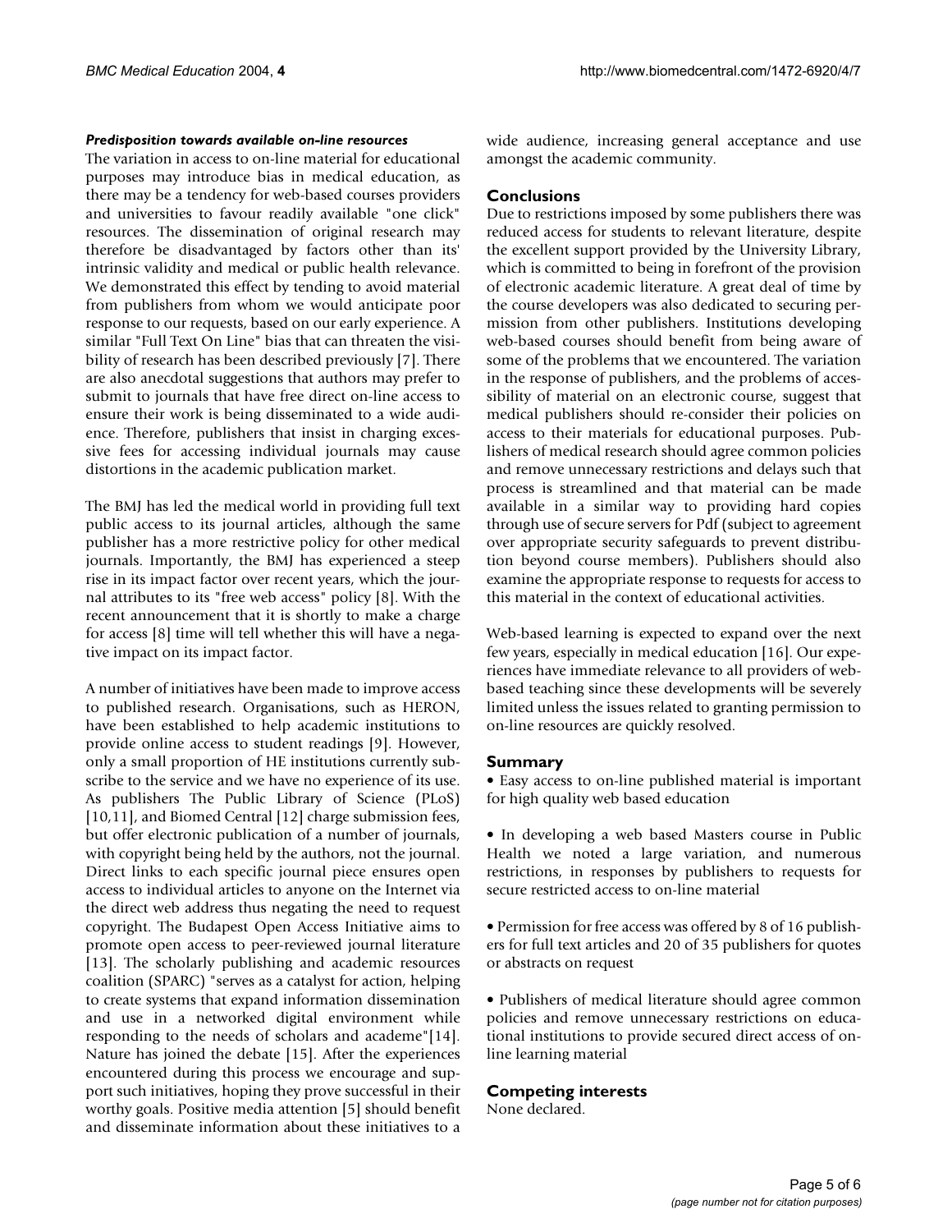#### *Predisposition towards available on-line resources*

The variation in access to on-line material for educational purposes may introduce bias in medical education, as there may be a tendency for web-based courses providers and universities to favour readily available "one click" resources. The dissemination of original research may therefore be disadvantaged by factors other than its' intrinsic validity and medical or public health relevance. We demonstrated this effect by tending to avoid material from publishers from whom we would anticipate poor response to our requests, based on our early experience. A similar "Full Text On Line" bias that can threaten the visibility of research has been described previously [7]. There are also anecdotal suggestions that authors may prefer to submit to journals that have free direct on-line access to ensure their work is being disseminated to a wide audience. Therefore, publishers that insist in charging excessive fees for accessing individual journals may cause distortions in the academic publication market.

The BMJ has led the medical world in providing full text public access to its journal articles, although the same publisher has a more restrictive policy for other medical journals. Importantly, the BMJ has experienced a steep rise in its impact factor over recent years, which the journal attributes to its "free web access" policy [8]. With the recent announcement that it is shortly to make a charge for access [8] time will tell whether this will have a negative impact on its impact factor.

A number of initiatives have been made to improve access to published research. Organisations, such as HERON, have been established to help academic institutions to provide online access to student readings [9]. However, only a small proportion of HE institutions currently subscribe to the service and we have no experience of its use. As publishers The Public Library of Science (PLoS) [10,11], and Biomed Central [12] charge submission fees, but offer electronic publication of a number of journals, with copyright being held by the authors, not the journal. Direct links to each specific journal piece ensures open access to individual articles to anyone on the Internet via the direct web address thus negating the need to request copyright. The Budapest Open Access Initiative aims to promote open access to peer-reviewed journal literature [13]. The scholarly publishing and academic resources coalition (SPARC) "serves as a catalyst for action, helping to create systems that expand information dissemination and use in a networked digital environment while responding to the needs of scholars and academe"[14]. Nature has joined the debate [15]. After the experiences encountered during this process we encourage and support such initiatives, hoping they prove successful in their worthy goals. Positive media attention [5] should benefit and disseminate information about these initiatives to a wide audience, increasing general acceptance and use amongst the academic community.

## Conclusions

Due to restrictions imposed by some publishers there was reduced access for students to relevant literature, despite the excellent support provided by the University Library, which is committed to being in forefront of the provision of electronic academic literature. A great deal of time by the course developers was also dedicated to securing permission from other publishers. Institutions developing web-based courses should benefit from being aware of some of the problems that we encountered. The variation in the response of publishers, and the problems of accessibility of material on an electronic course, suggest that medical publishers should re-consider their policies on access to their materials for educational purposes. Publishers of medical research should agree common policies and remove unnecessary restrictions and delays such that process is streamlined and that material can be made available in a similar way to providing hard copies through use of secure servers for Pdf (subject to agreement over appropriate security safeguards to prevent distribution beyond course members). Publishers should also examine the appropriate response to requests for access to this material in the context of educational activities.

Web-based learning is expected to expand over the next few years, especially in medical education [16]. Our experiences have immediate relevance to all providers of web-based teaching since these developments will be severely limited unless the issues related to granting permission to on-line resources are quickly resolved.

## Summary

- Easy access to on-line published material is important for high quality web based education

- In developing a web based Masters course in Public Health we noted a large variation, and numerous restrictions, in responses by publishers to requests for secure restricted access to on-line material

- Permission for free access was offered by 8 of 16 publishers for full text articles and 20 of 35 publishers for quotes or abstracts on request

- Publishers of medical literature should agree common policies and remove unnecessary restrictions on educational institutions to provide secured direct access of on-line learning material

## Competing interests

None declared.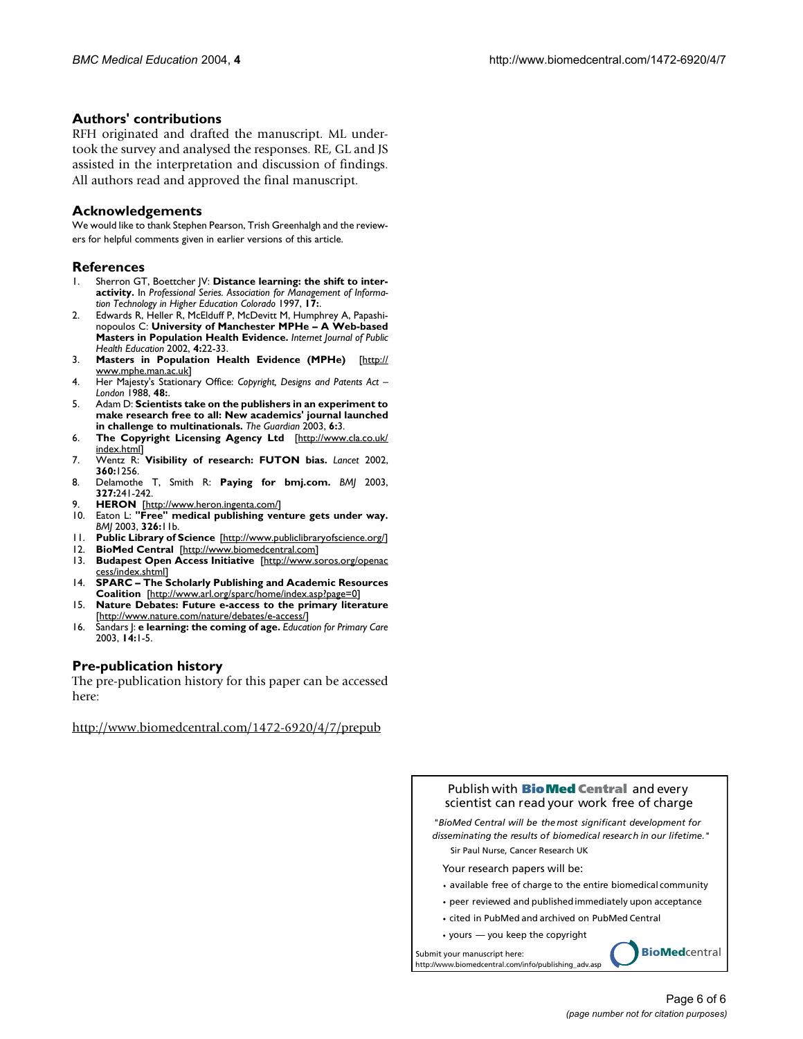## Authors' contributions

RFH originated and drafted the manuscript. ML undertook the survey and analysed the responses. RE, GL and JS assisted in the interpretation and discussion of findings. All authors read and approved the final manuscript.

## Acknowledgements

We would like to thank Stephen Pearson, Trish Greenhalgh and the reviewers for helpful comments given in earlier versions of this article.

## References

1. Sherron GT, Boettcher JV: **Distance learning: the shift to interactivity.** In *Professional Series. Association for Management of Information Technology in Higher Education Colorado* 1997, **17:**.
2. Edwards R, Heller R, McElduff P, McDevitt M, Humphrey A, Papashinopoulos C: **University of Manchester MPHe – A Web-based Masters in Population Health Evidence.** *Internet Journal of Public Health Education* 2002, **4:**22-33.
3. **Masters in Population Health Evidence (MPHe)** [http://www.mphe.man.ac.uk]
4. Her Majesty's Stationary Office: *Copyright, Designs and Patents Act – London* 1988, **48:**.
5. Adam D: **Scientists take on the publishers in an experiment to make research free to all: New academics' journal launched in challenge to multinationals.** *The Guardian* 2003, **6:**3.
6. **The Copyright Licensing Agency Ltd** [http://www.cla.co.uk/index.html]
7. Wentz R: **Visibility of research: FUTON bias.** *Lancet* 2002, **360:**1256.
8. Delamothe T, Smith R: **Paying for bmj.com.** *BMJ* 2003, **327:**241-242.
9. **HERON** [http://www.heron.ingenta.com/]
10. Eaton L: **"Free" medical publishing venture gets under way.** *BMJ* 2003, **326:**11b.
11. **Public Library of Science** [http://www.publiclibraryofscience.org/]
12. **BioMed Central** [http://www.biomedcentral.com]
13. **Budapest Open Access Initiative** [http://www.soros.org/openaccess/index.shtml]
14. **SPARC – The Scholarly Publishing and Academic Resources Coalition** [http://www.arl.org/sparc/home/index.asp?page=0]
15. **Nature Debates: Future e-access to the primary literature** [http://www.nature.com/nature/debates/e-access/]
16. Sandars J: **e learning: the coming of age.** *Education for Primary Care* 2003, **14:**1-5.

## Pre-publication history

The pre-publication history for this paper can be accessed here:

http://www.biomedcentral.com/1472-6920/4/7/prepub

Publish with **BioMed Central** and every scientist can read your work free of charge

*"BioMed Central will be the most significant development for disseminating the results of biomedical research in our lifetime."*

Sir Paul Nurse, Cancer Research UK

Your research papers will be:

- available free of charge to the entire biomedical community
- peer reviewed and published immediately upon acceptance
- cited in PubMed and archived on PubMed Central
- yours — you keep the copyright

Submit your manuscript here:
http://www.biomedcentral.com/info/publishing_adv.asp

**BioMed**central